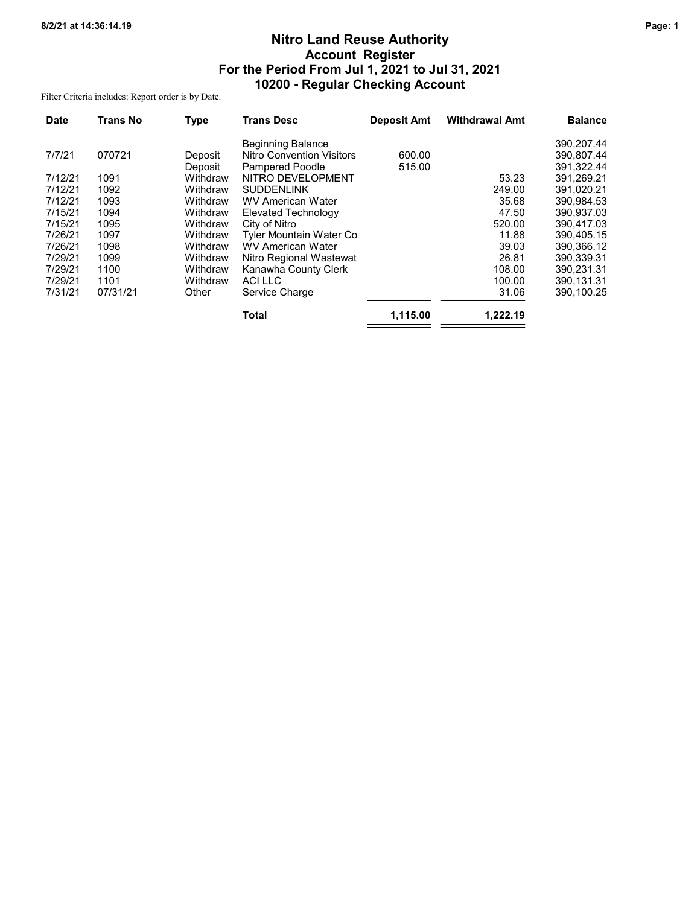# Nitro Land Reuse Authority

## Account Register

## For the Period From Jul 1, 2021 to Jul 31, 2021

## 10200 - Regular Checking Account

Filter Criteria includes: Report order is by Date.

| Date | Trans No | Type | Trans Desc | Deposit Amt | Withdrawal Amt | Balance |
|---|---|---|---|---|---|---|
| | | | Beginning Balance | | | 390,207.44 |
| 7/7/21 | 070721 | Deposit | Nitro Convention Visitors | 600.00 | | 390,807.44 |
| | | Deposit | Pampered Poodle | 515.00 | | 391,322.44 |
| 7/12/21 | 1091 | Withdraw | NITRO DEVELOPMENT | | 53.23 | 391,269.21 |
| 7/12/21 | 1092 | Withdraw | SUDDENLINK | | 249.00 | 391,020.21 |
| 7/12/21 | 1093 | Withdraw | WV American Water | | 35.68 | 390,984.53 |
| 7/15/21 | 1094 | Withdraw | Elevated Technology | | 47.50 | 390,937.03 |
| 7/15/21 | 1095 | Withdraw | City of Nitro | | 520.00 | 390,417.03 |
| 7/26/21 | 1097 | Withdraw | Tyler Mountain Water Co | | 11.88 | 390,405.15 |
| 7/26/21 | 1098 | Withdraw | WV American Water | | 39.03 | 390,366.12 |
| 7/29/21 | 1099 | Withdraw | Nitro Regional Wastewat | | 26.81 | 390,339.31 |
| 7/29/21 | 1100 | Withdraw | Kanawha County Clerk | | 108.00 | 390,231.31 |
| 7/29/21 | 1101 | Withdraw | ACI LLC | | 100.00 | 390,131.31 |
| 7/31/21 | 07/31/21 | Other | Service Charge | | 31.06 | 390,100.25 |
| | | | **Total** | **1,115.00** | **1,222.19** | |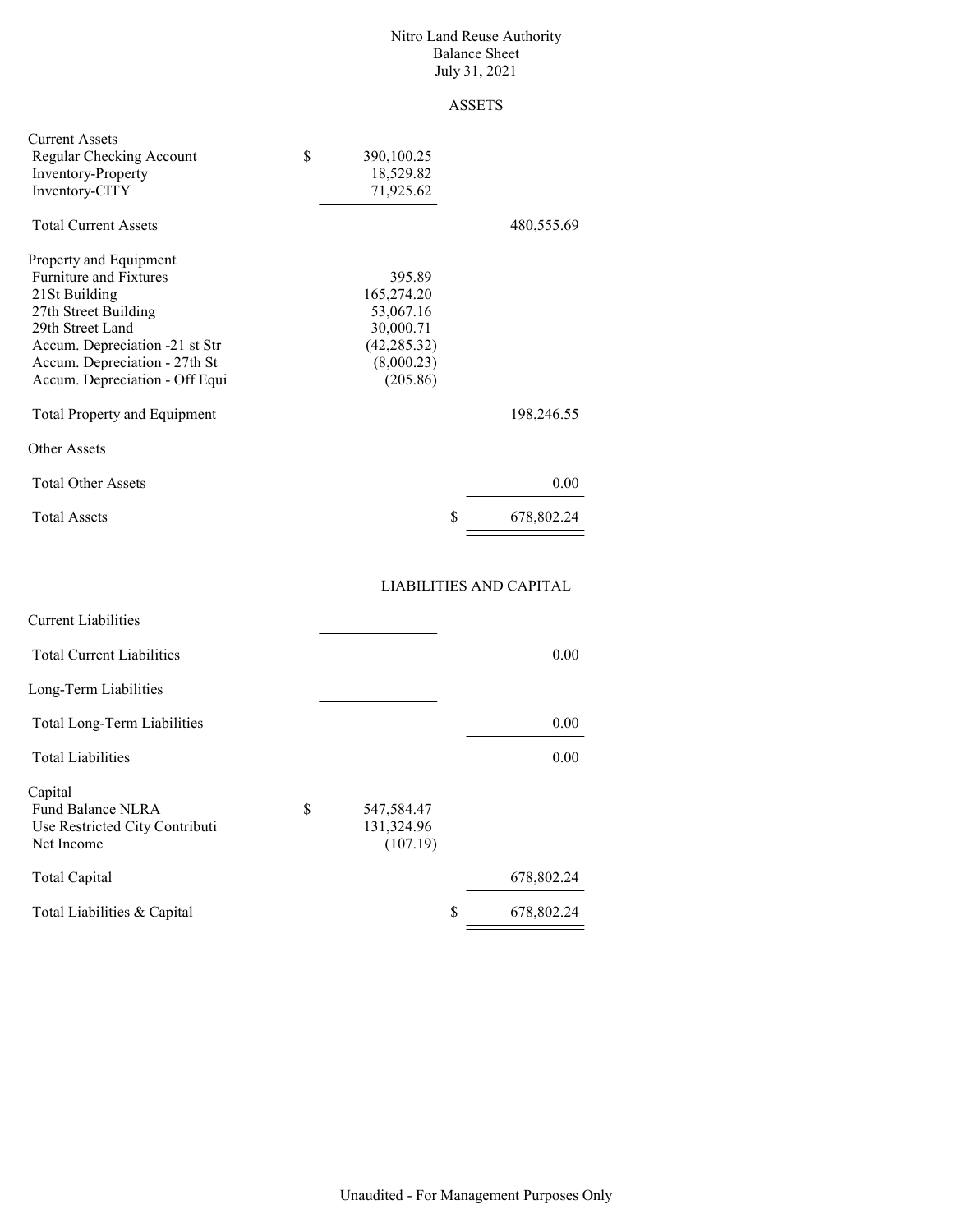# Nitro Land Reuse Authority
## Balance Sheet
### July 31, 2021

### ASSETS

| | | |
|---|---|---|
| **Current Assets** | | |
| Regular Checking Account | $ 390,100.25 | |
| Inventory-Property | 18,529.82 | |
| Inventory-CITY | 71,925.62 | |
| Total Current Assets | | 480,555.69 |
| **Property and Equipment** | | |
| Furniture and Fixtures | 395.89 | |
| 21St Building | 165,274.20 | |
| 27th Street Building | 53,067.16 | |
| 29th Street Land | 30,000.71 | |
| Accum. Depreciation -21 st Str | (42,285.32) | |
| Accum. Depreciation - 27th St | (8,000.23) | |
| Accum. Depreciation - Off Equi | (205.86) | |
| Total Property and Equipment | | 198,246.55 |
| **Other Assets** | | |
| Total Other Assets | | 0.00 |
| Total Assets | | $ 678,802.24 |

### LIABILITIES AND CAPITAL

| | | |
|---|---|---|
| **Current Liabilities** | | |
| Total Current Liabilities | | 0.00 |
| **Long-Term Liabilities** | | |
| Total Long-Term Liabilities | | 0.00 |
| Total Liabilities | | 0.00 |
| **Capital** | | |
| Fund Balance NLRA | $ 547,584.47 | |
| Use Restricted City Contributi | 131,324.96 | |
| Net Income | (107.19) | |
| Total Capital | | 678,802.24 |
| Total Liabilities & Capital | | $ 678,802.24 |

Unaudited - For Management Purposes Only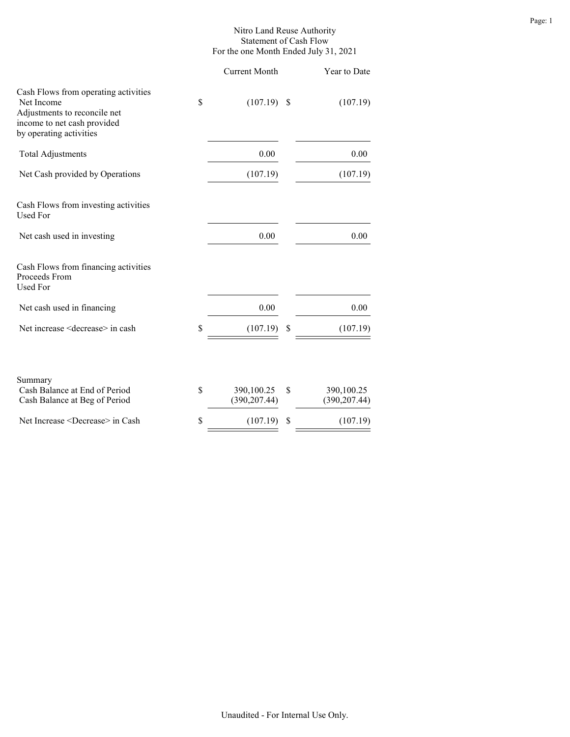# Nitro Land Reuse Authority
## Statement of Cash Flow
### For the one Month Ended July 31, 2021

| | Current Month | Year to Date |
|---|---|---|
| **Cash Flows from operating activities** | | |
| Net Income | $ (107.19) | $ (107.19) |
| Adjustments to reconcile net income to net cash provided by operating activities | | |
| Total Adjustments | 0.00 | 0.00 |
| Net Cash provided by Operations | (107.19) | (107.19) |
| **Cash Flows from investing activities** | | |
| Used For | | |
| Net cash used in investing | 0.00 | 0.00 |
| **Cash Flows from financing activities** | | |
| Proceeds From | | |
| Used For | | |
| Net cash used in financing | 0.00 | 0.00 |
| Net increase <decrease> in cash | $ (107.19) | $ (107.19) |

| Summary | Current Month | Year to Date |
|---|---|---|
| Cash Balance at End of Period | $ 390,100.25 | $ 390,100.25 |
| Cash Balance at Beg of Period | (390,207.44) | (390,207.44) |
| Net Increase <Decrease> in Cash | $ (107.19) | $ (107.19) |

Unaudited - For Internal Use Only.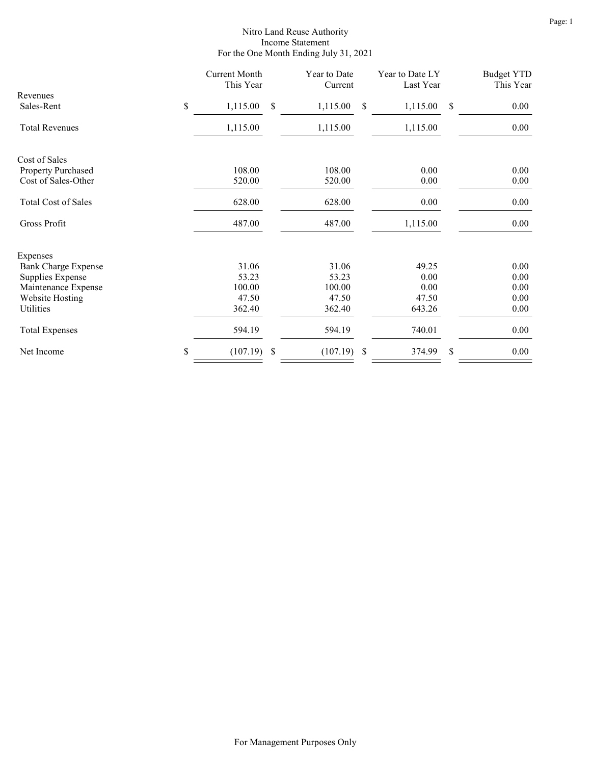Nitro Land Reuse Authority
Income Statement
For the One Month Ending July 31, 2021

| | Current Month This Year | Year to Date Current | Year to Date LY Last Year | Budget YTD This Year |
|---|---|---|---|---|
| **Revenues** | | | | |
| Sales-Rent | $ 1,115.00 | $ 1,115.00 | $ 1,115.00 | $ 0.00 |
| Total Revenues | 1,115.00 | 1,115.00 | 1,115.00 | 0.00 |
| **Cost of Sales** | | | | |
| Property Purchased | 108.00 | 108.00 | 0.00 | 0.00 |
| Cost of Sales-Other | 520.00 | 520.00 | 0.00 | 0.00 |
| Total Cost of Sales | 628.00 | 628.00 | 0.00 | 0.00 |
| Gross Profit | 487.00 | 487.00 | 1,115.00 | 0.00 |
| **Expenses** | | | | |
| Bank Charge Expense | 31.06 | 31.06 | 49.25 | 0.00 |
| Supplies Expense | 53.23 | 53.23 | 0.00 | 0.00 |
| Maintenance Expense | 100.00 | 100.00 | 0.00 | 0.00 |
| Website Hosting | 47.50 | 47.50 | 47.50 | 0.00 |
| Utilities | 362.40 | 362.40 | 643.26 | 0.00 |
| Total Expenses | 594.19 | 594.19 | 740.01 | 0.00 |
| Net Income | $ (107.19) | $ (107.19) | $ 374.99 | $ 0.00 |

For Management Purposes Only